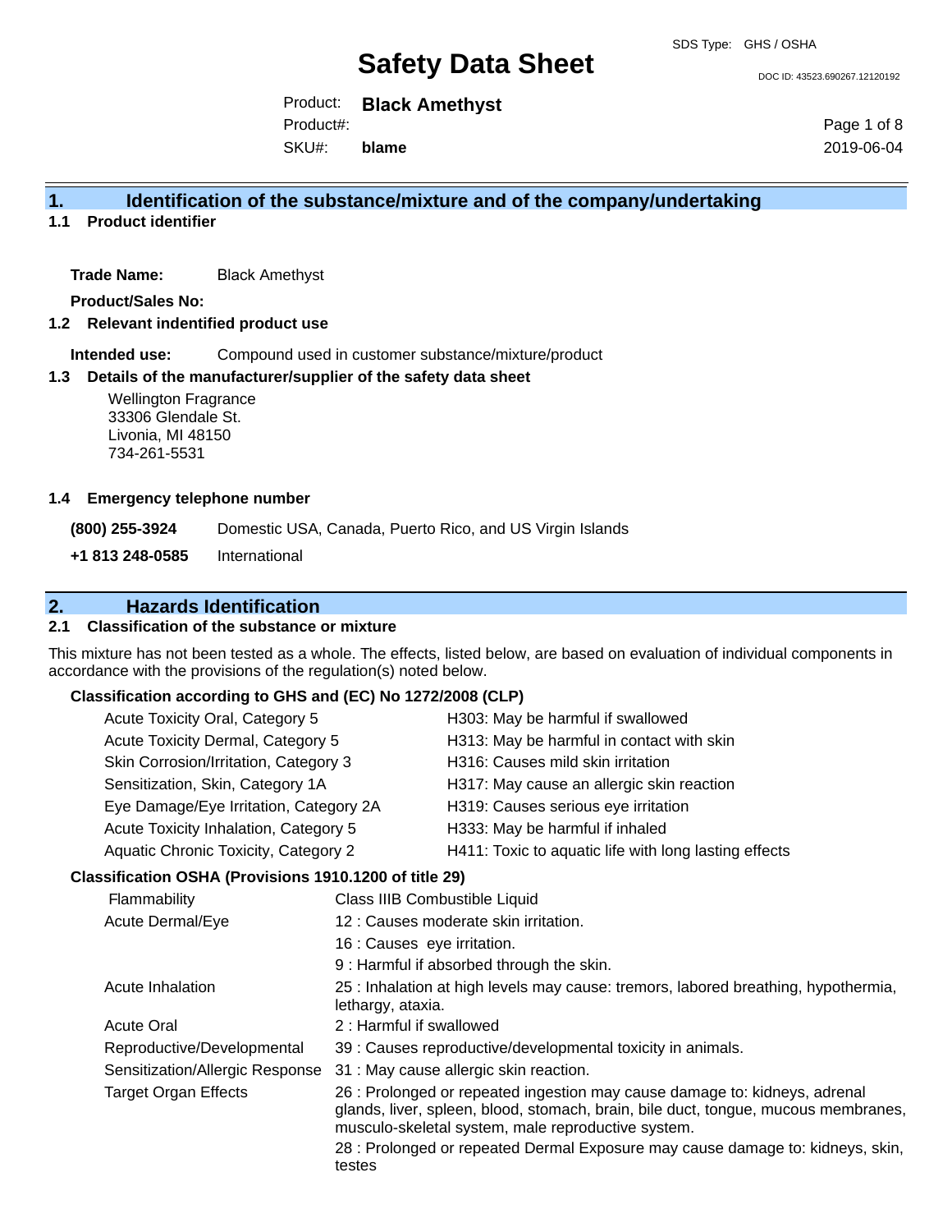# Safety Data Sheet

SDS Type: GHS / OSHA

DOC ID: 43523.690267.12120192

Product: **Black Amethyst**
Product#:
SKU#: **blame**

2019-06-04

## 1. Identification of the substance/mixture and of the company/undertaking

### 1.1 Product identifier

**Trade Name:** Black Amethyst

**Product/Sales No:**

### 1.2 Relevant indentified product use

**Intended use:** Compound used in customer substance/mixture/product

### 1.3 Details of the manufacturer/supplier of the safety data sheet

Wellington Fragrance
33306 Glendale St.
Livonia, MI 48150
734-261-5531

### 1.4 Emergency telephone number

**(800) 255-3924** Domestic USA, Canada, Puerto Rico, and US Virgin Islands

**+1 813 248-0585** International

## 2. Hazards Identification

### 2.1 Classification of the substance or mixture

This mixture has not been tested as a whole. The effects, listed below, are based on evaluation of individual components in accordance with the provisions of the regulation(s) noted below.

**Classification according to GHS and (EC) No 1272/2008 (CLP)**

| | |
|---|---|
| Acute Toxicity Oral, Category 5 | H303: May be harmful if swallowed |
| Acute Toxicity Dermal, Category 5 | H313: May be harmful in contact with skin |
| Skin Corrosion/Irritation, Category 3 | H316: Causes mild skin irritation |
| Sensitization, Skin, Category 1A | H317: May cause an allergic skin reaction |
| Eye Damage/Eye Irritation, Category 2A | H319: Causes serious eye irritation |
| Acute Toxicity Inhalation, Category 5 | H333: May be harmful if inhaled |
| Aquatic Chronic Toxicity, Category 2 | H411: Toxic to aquatic life with long lasting effects |

**Classification OSHA (Provisions 1910.1200 of title 29)**

| | |
|---|---|
| Flammability | Class IIIB Combustible Liquid |
| Acute Dermal/Eye | 12 : Causes moderate skin irritation. |
| | 16 : Causes eye irritation. |
| | 9 : Harmful if absorbed through the skin. |
| Acute Inhalation | 25 : Inhalation at high levels may cause: tremors, labored breathing, hypothermia, lethargy, ataxia. |
| Acute Oral | 2 : Harmful if swallowed |
| Reproductive/Developmental | 39 : Causes reproductive/developmental toxicity in animals. |
| Sensitization/Allergic Response | 31 : May cause allergic skin reaction. |
| Target Organ Effects | 26 : Prolonged or repeated ingestion may cause damage to: kidneys, adrenal glands, liver, spleen, blood, stomach, brain, bile duct, tongue, mucous membranes, musculo-skeletal system, male reproductive system. |
| | 28 : Prolonged or repeated Dermal Exposure may cause damage to: kidneys, skin, testes |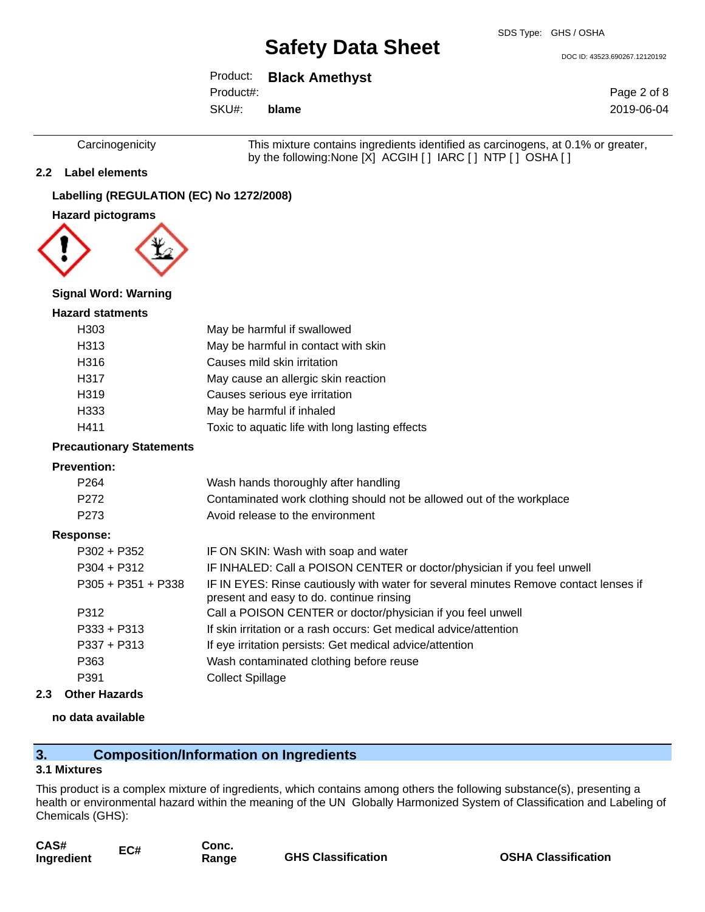| | |
|---|---|
| Carcinogenicity | This mixture contains ingredients identified as carcinogens, at 0.1% or greater, by the following:None [X] ACGIH [ ] IARC [ ] NTP [ ] OSHA [ ] |

### 2.2 Label elements

**Labelling (REGULATION (EC) No 1272/2008)**

**Hazard pictograms**

**Signal Word: Warning**

**Hazard statments**

| | |
|---|---|
| H303 | May be harmful if swallowed |
| H313 | May be harmful in contact with skin |
| H316 | Causes mild skin irritation |
| H317 | May cause an allergic skin reaction |
| H319 | Causes serious eye irritation |
| H333 | May be harmful if inhaled |
| H411 | Toxic to aquatic life with long lasting effects |

**Precautionary Statements**

**Prevention:**

| | |
|---|---|
| P264 | Wash hands thoroughly after handling |
| P272 | Contaminated work clothing should not be allowed out of the workplace |
| P273 | Avoid release to the environment |

**Response:**

| | |
|---|---|
| P302 + P352 | IF ON SKIN: Wash with soap and water |
| P304 + P312 | IF INHALED: Call a POISON CENTER or doctor/physician if you feel unwell |
| P305 + P351 + P338 | IF IN EYES: Rinse cautiously with water for several minutes Remove contact lenses if present and easy to do. continue rinsing |
| P312 | Call a POISON CENTER or doctor/physician if you feel unwell |
| P333 + P313 | If skin irritation or a rash occurs: Get medical advice/attention |
| P337 + P313 | If eye irritation persists: Get medical advice/attention |
| P363 | Wash contaminated clothing before reuse |
| P391 | Collect Spillage |

### 2.3 Other Hazards

**no data available**

## 3. Composition/Information on Ingredients

### 3.1 Mixtures

This product is a complex mixture of ingredients, which contains among others the following substance(s), presenting a health or environmental hazard within the meaning of the UN Globally Harmonized System of Classification and Labeling of Chemicals (GHS):

| CAS# Ingredient | EC# | Conc. Range | GHS Classification | OSHA Classification |
|---|---|---|---|---|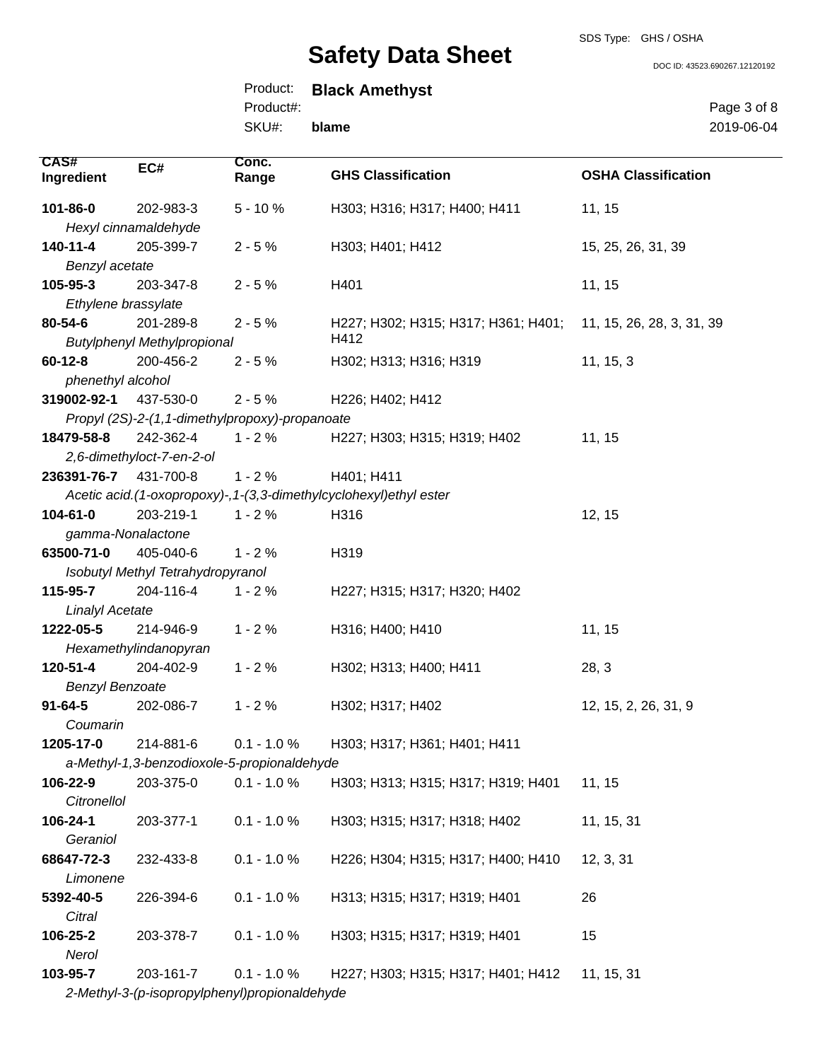# Safety Data Sheet

SDS Type: GHS / OSHA

DOC ID: 43523.690267.12120192

Product: **Black Amethyst**
Product#:
SKU#: **blame**

2019-06-04

| CAS# Ingredient | EC# | Conc. Range | GHS Classification | OSHA Classification |
|---|---|---|---|---|
| **101-86-0** *Hexyl cinnamaldehyde* | 202-983-3 | 5 - 10 % | H303; H316; H317; H400; H411 | 11, 15 |
| **140-11-4** *Benzyl acetate* | 205-399-7 | 2 - 5 % | H303; H401; H412 | 15, 25, 26, 31, 39 |
| **105-95-3** *Ethylene brassylate* | 203-347-8 | 2 - 5 % | H401 | 11, 15 |
| **80-54-6** *Butylphenyl Methylpropional* | 201-289-8 | 2 - 5 % | H227; H302; H315; H317; H361; H401; H412 | 11, 15, 26, 28, 3, 31, 39 |
| **60-12-8** *phenethyl alcohol* | 200-456-2 | 2 - 5 % | H302; H313; H316; H319 | 11, 15, 3 |
| **319002-92-1** *Propyl (2S)-2-(1,1-dimethylpropoxy)-propanoate* | 437-530-0 | 2 - 5 % | H226; H402; H412 | |
| **18479-58-8** *2,6-dimethyloct-7-en-2-ol* | 242-362-4 | 1 - 2 % | H227; H303; H315; H319; H402 | 11, 15 |
| **236391-76-7** *Acetic acid.(1-oxopropoxy)-,1-(3,3-dimethylcyclohexyl)ethyl ester* | 431-700-8 | 1 - 2 % | H401; H411 | |
| **104-61-0** *gamma-Nonalactone* | 203-219-1 | 1 - 2 % | H316 | 12, 15 |
| **63500-71-0** *Isobutyl Methyl Tetrahydropyranol* | 405-040-6 | 1 - 2 % | H319 | |
| **115-95-7** *Linalyl Acetate* | 204-116-4 | 1 - 2 % | H227; H315; H317; H320; H402 | |
| **1222-05-5** *Hexamethylindanopyran* | 214-946-9 | 1 - 2 % | H316; H400; H410 | 11, 15 |
| **120-51-4** *Benzyl Benzoate* | 204-402-9 | 1 - 2 % | H302; H313; H400; H411 | 28, 3 |
| **91-64-5** *Coumarin* | 202-086-7 | 1 - 2 % | H302; H317; H402 | 12, 15, 2, 26, 31, 9 |
| **1205-17-0** *a-Methyl-1,3-benzodioxole-5-propionaldehyde* | 214-881-6 | 0.1 - 1.0 % | H303; H317; H361; H401; H411 | |
| **106-22-9** *Citronellol* | 203-375-0 | 0.1 - 1.0 % | H303; H313; H315; H317; H319; H401 | 11, 15 |
| **106-24-1** *Geraniol* | 203-377-1 | 0.1 - 1.0 % | H303; H315; H317; H318; H402 | 11, 15, 31 |
| **68647-72-3** *Limonene* | 232-433-8 | 0.1 - 1.0 % | H226; H304; H315; H317; H400; H410 | 12, 3, 31 |
| **5392-40-5** *Citral* | 226-394-6 | 0.1 - 1.0 % | H313; H315; H317; H319; H401 | 26 |
| **106-25-2** *Nerol* | 203-378-7 | 0.1 - 1.0 % | H303; H315; H317; H319; H401 | 15 |
| **103-95-7** *2-Methyl-3-(p-isopropylphenyl)propionaldehyde* | 203-161-7 | 0.1 - 1.0 % | H227; H303; H315; H317; H401; H412 | 11, 15, 31 |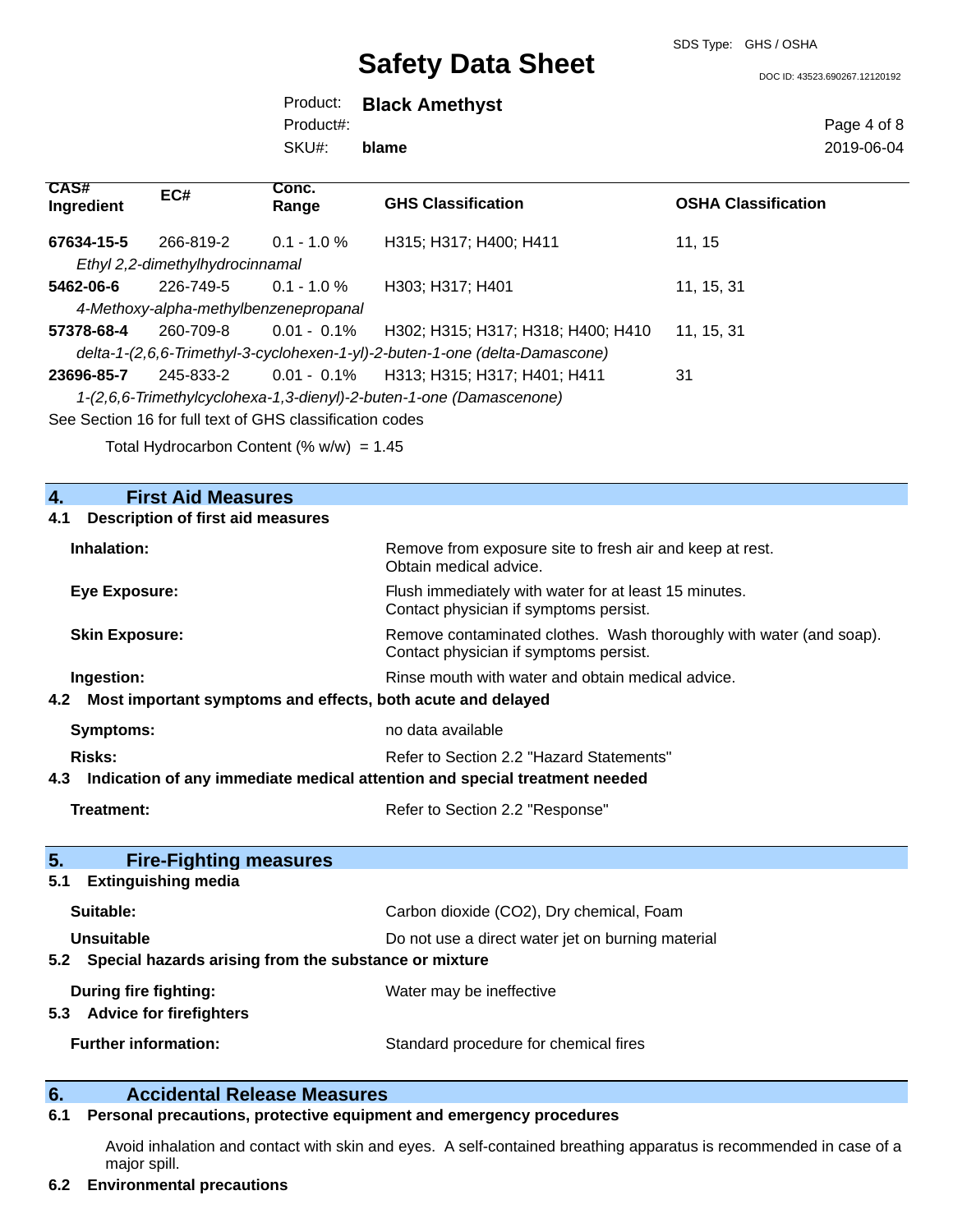| CAS# Ingredient | EC# | Conc. Range | GHS Classification | OSHA Classification |
|---|---|---|---|---|
| **67634-15-5** | 266-819-2 | 0.1 - 1.0 % | H315; H317; H400; H411 | 11, 15 |
| *Ethyl 2,2-dimethylhydrocinnamal* | | | | |
| **5462-06-6** | 226-749-5 | 0.1 - 1.0 % | H303; H317; H401 | 11, 15, 31 |
| *4-Methoxy-alpha-methylbenzenepropanal* | | | | |
| **57378-68-4** | 260-709-8 | 0.01 - 0.1% | H302; H315; H317; H318; H400; H410 | 11, 15, 31 |
| *delta-1-(2,6,6-Trimethyl-3-cyclohexen-1-yl)-2-buten-1-one (delta-Damascone)* | | | | |
| **23696-85-7** | 245-833-2 | 0.01 - 0.1% | H313; H315; H317; H401; H411 | 31 |
| *1-(2,6,6-Trimethylcyclohexa-1,3-dienyl)-2-buten-1-one (Damascenone)* | | | | |

See Section 16 for full text of GHS classification codes

Total Hydrocarbon Content (% w/w) = 1.45

## 4. First Aid Measures

### 4.1 Description of first aid measures

**Inhalation:** Remove from exposure site to fresh air and keep at rest. Obtain medical advice.

**Eye Exposure:** Flush immediately with water for at least 15 minutes. Contact physician if symptoms persist.

**Skin Exposure:** Remove contaminated clothes. Wash thoroughly with water (and soap). Contact physician if symptoms persist.

**Ingestion:** Rinse mouth with water and obtain medical advice.

### 4.2 Most important symptoms and effects, both acute and delayed

**Symptoms:** no data available

**Risks:** Refer to Section 2.2 "Hazard Statements"

### 4.3 Indication of any immediate medical attention and special treatment needed

**Treatment:** Refer to Section 2.2 "Response"

## 5. Fire-Fighting measures

### 5.1 Extinguishing media

**Suitable:** Carbon dioxide ($CO_2$), Dry chemical, Foam

**Unsuitable** Do not use a direct water jet on burning material

### 5.2 Special hazards arising from the substance or mixture

**During fire fighting:** Water may be ineffective

### 5.3 Advice for firefighters

**Further information:** Standard procedure for chemical fires

## 6. Accidental Release Measures

### 6.1 Personal precautions, protective equipment and emergency procedures

Avoid inhalation and contact with skin and eyes. A self-contained breathing apparatus is recommended in case of a major spill.

### 6.2 Environmental precautions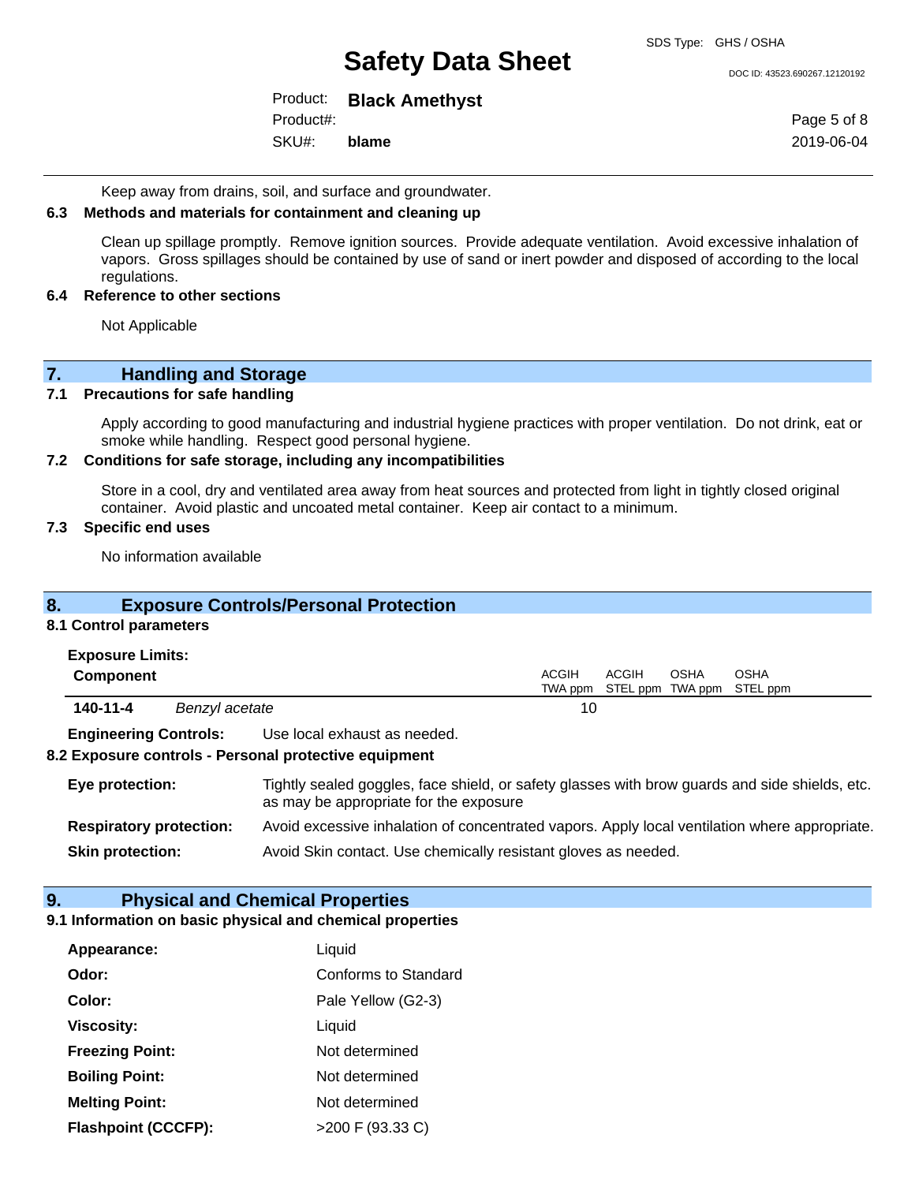Keep away from drains, soil, and surface and groundwater.

### 6.3 Methods and materials for containment and cleaning up

Clean up spillage promptly. Remove ignition sources. Provide adequate ventilation. Avoid excessive inhalation of vapors. Gross spillages should be contained by use of sand or inert powder and disposed of according to the local regulations.

### 6.4 Reference to other sections

Not Applicable

## 7. Handling and Storage

### 7.1 Precautions for safe handling

Apply according to good manufacturing and industrial hygiene practices with proper ventilation. Do not drink, eat or smoke while handling. Respect good personal hygiene.

### 7.2 Conditions for safe storage, including any incompatibilities

Store in a cool, dry and ventilated area away from heat sources and protected from light in tightly closed original container. Avoid plastic and uncoated metal container. Keep air contact to a minimum.

### 7.3 Specific end uses

No information available

## 8. Exposure Controls/Personal Protection

### 8.1 Control parameters

**Exposure Limits:**

| Component | | ACGIH TWA ppm | ACGIH STEL ppm | OSHA TWA ppm | OSHA STEL ppm |
|---|---|---|---|---|---|
| **140-11-4** | *Benzyl acetate* | 10 | | | |

**Engineering Controls:** Use local exhaust as needed.

### 8.2 Exposure controls - Personal protective equipment

**Eye protection:** Tightly sealed goggles, face shield, or safety glasses with brow guards and side shields, etc. as may be appropriate for the exposure

**Respiratory protection:** Avoid excessive inhalation of concentrated vapors. Apply local ventilation where appropriate.

**Skin protection:** Avoid Skin contact. Use chemically resistant gloves as needed.

## 9. Physical and Chemical Properties

### 9.1 Information on basic physical and chemical properties

**Appearance:** Liquid

**Odor:** Conforms to Standard

**Color:** Pale Yellow (G2-3)

**Viscosity:** Liquid

**Freezing Point:** Not determined

**Boiling Point:** Not determined

**Melting Point:** Not determined

**Flashpoint (CCCFP):** >200 F (93.33 C)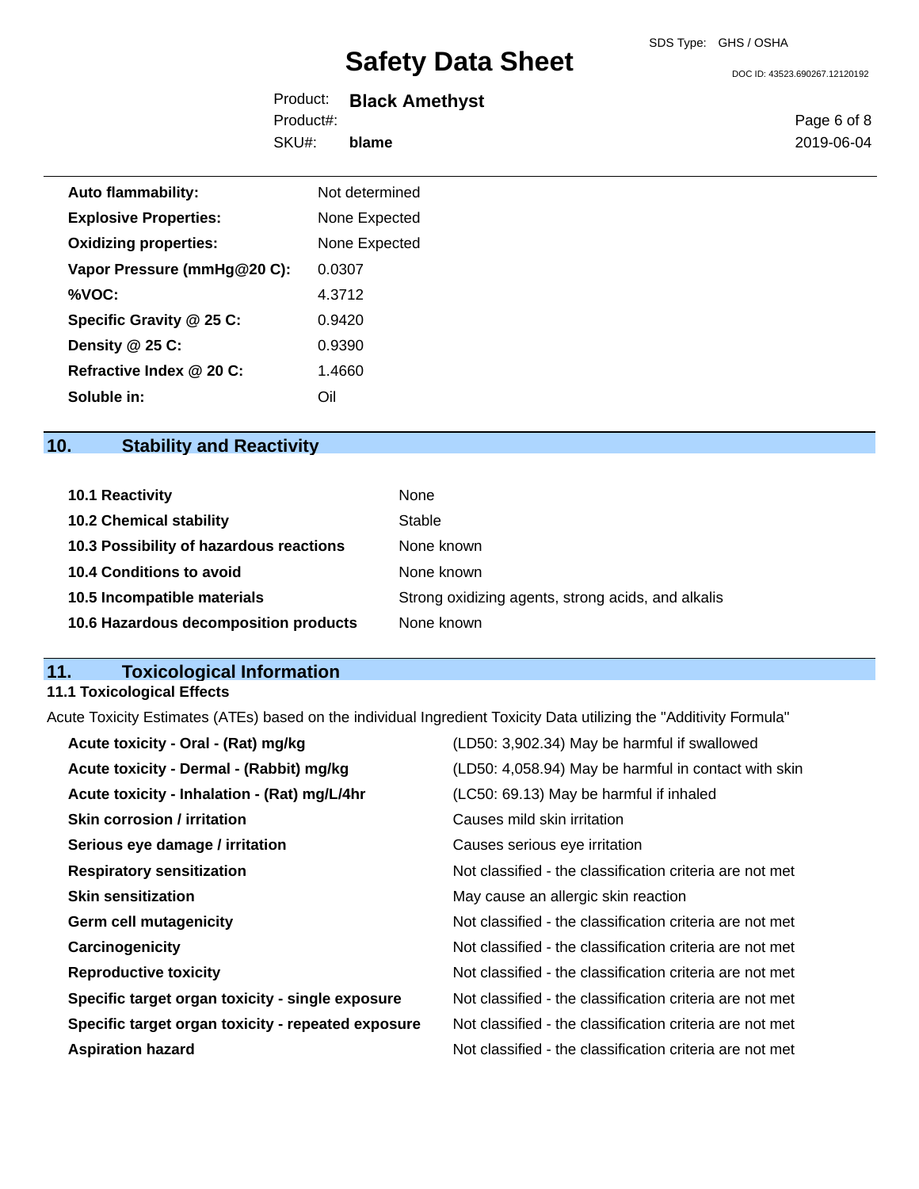| | |
|---|---|
| **Auto flammability:** | Not determined |
| **Explosive Properties:** | None Expected |
| **Oxidizing properties:** | None Expected |
| **Vapor Pressure (mmHg@20 C):** | 0.0307 |
| **%VOC:** | 4.3712 |
| **Specific Gravity @ 25 C:** | 0.9420 |
| **Density @ 25 C:** | 0.9390 |
| **Refractive Index @ 20 C:** | 1.4660 |
| **Soluble in:** | Oil |

## 10. Stability and Reactivity

| | |
|---|---|
| **10.1 Reactivity** | None |
| **10.2 Chemical stability** | Stable |
| **10.3 Possibility of hazardous reactions** | None known |
| **10.4 Conditions to avoid** | None known |
| **10.5 Incompatible materials** | Strong oxidizing agents, strong acids, and alkalis |
| **10.6 Hazardous decomposition products** | None known |

## 11. Toxicological Information

### 11.1 Toxicological Effects

Acute Toxicity Estimates (ATEs) based on the individual Ingredient Toxicity Data utilizing the "Additivity Formula"

| | |
|---|---|
| **Acute toxicity - Oral - (Rat) mg/kg** | (LD50: 3,902.34) May be harmful if swallowed |
| **Acute toxicity - Dermal - (Rabbit) mg/kg** | (LD50: 4,058.94) May be harmful in contact with skin |
| **Acute toxicity - Inhalation - (Rat) mg/L/4hr** | (LC50: 69.13) May be harmful if inhaled |
| **Skin corrosion / irritation** | Causes mild skin irritation |
| **Serious eye damage / irritation** | Causes serious eye irritation |
| **Respiratory sensitization** | Not classified - the classification criteria are not met |
| **Skin sensitization** | May cause an allergic skin reaction |
| **Germ cell mutagenicity** | Not classified - the classification criteria are not met |
| **Carcinogenicity** | Not classified - the classification criteria are not met |
| **Reproductive toxicity** | Not classified - the classification criteria are not met |
| **Specific target organ toxicity - single exposure** | Not classified - the classification criteria are not met |
| **Specific target organ toxicity - repeated exposure** | Not classified - the classification criteria are not met |
| **Aspiration hazard** | Not classified - the classification criteria are not met |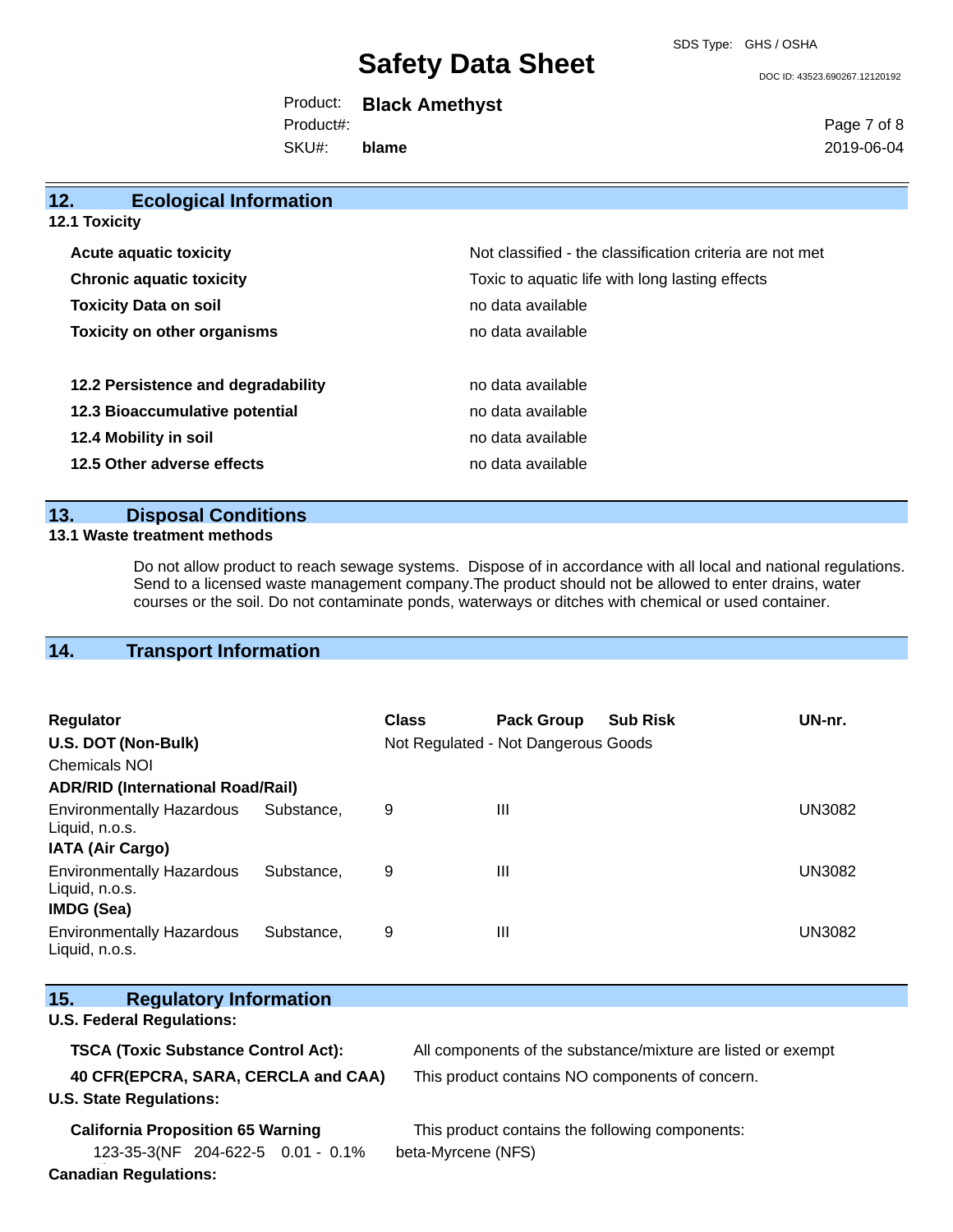## 12. Ecological Information

### 12.1 Toxicity

| | |
|---|---|
| **Acute aquatic toxicity** | Not classified - the classification criteria are not met |
| **Chronic aquatic toxicity** | Toxic to aquatic life with long lasting effects |
| **Toxicity Data on soil** | no data available |
| **Toxicity on other organisms** | no data available |

| | |
|---|---|
| **12.2 Persistence and degradability** | no data available |
| **12.3 Bioaccumulative potential** | no data available |
| **12.4 Mobility in soil** | no data available |
| **12.5 Other adverse effects** | no data available |

## 13. Disposal Conditions

### 13.1 Waste treatment methods

Do not allow product to reach sewage systems. Dispose of in accordance with all local and national regulations. Send to a licensed waste management company.The product should not be allowed to enter drains, water courses or the soil. Do not contaminate ponds, waterways or ditches with chemical or used container.

## 14. Transport Information

| Regulator | Class | Pack Group | Sub Risk | UN-nr. |
|---|---|---|---|---|
| **U.S. DOT (Non-Bulk)** | Not Regulated - Not Dangerous Goods | | | |
| Chemicals NOI | | | | |
| **ADR/RID (International Road/Rail)** | | | | |
| Environmentally Hazardous Substance, Liquid, n.o.s. | 9 | III | | UN3082 |
| **IATA (Air Cargo)** | | | | |
| Environmentally Hazardous Substance, Liquid, n.o.s. | 9 | III | | UN3082 |
| **IMDG (Sea)** | | | | |
| Environmentally Hazardous Substance, Liquid, n.o.s. | 9 | III | | UN3082 |

## 15. Regulatory Information

**U.S. Federal Regulations:**

| | |
|---|---|
| **TSCA (Toxic Substance Control Act):** | All components of the substance/mixture are listed or exempt |
| **40 CFR(EPCRA, SARA, CERCLA and CAA)** | This product contains NO components of concern. |

**U.S. State Regulations:**

**California Proposition 65 Warning** This product contains the following components:

| | | | |
|---|---|---|---|
| 123-35-3(NF | 204-622-5 | 0.01 - 0.1% | beta-Myrcene (NFS) |

**Canadian Regulations:**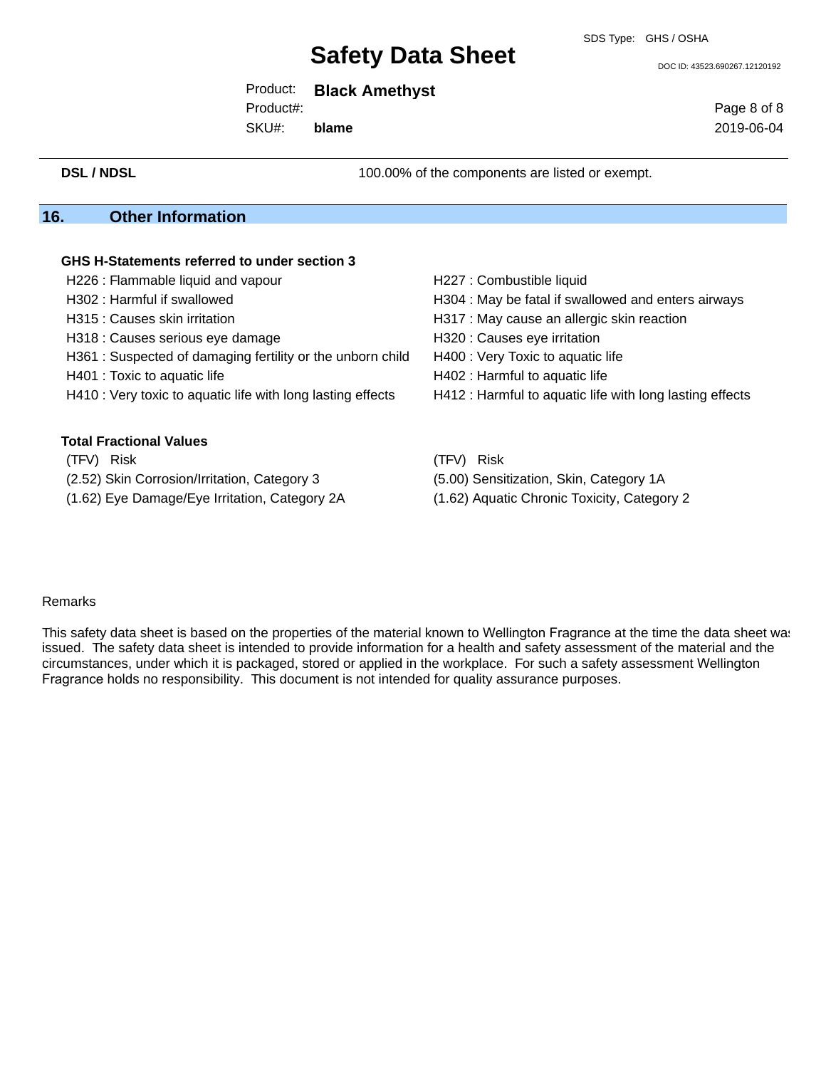**DSL / NDSL** 100.00% of the components are listed or exempt.

## 16. Other Information

**GHS H-Statements referred to under section 3**

H226 : Flammable liquid and vapour
H227 : Combustible liquid
H302 : Harmful if swallowed
H304 : May be fatal if swallowed and enters airways
H315 : Causes skin irritation
H317 : May cause an allergic skin reaction
H318 : Causes serious eye damage
H320 : Causes eye irritation
H361 : Suspected of damaging fertility or the unborn child
H400 : Very Toxic to aquatic life
H401 : Toxic to aquatic life
H402 : Harmful to aquatic life
H410 : Very toxic to aquatic life with long lasting effects
H412 : Harmful to aquatic life with long lasting effects

**Total Fractional Values**

| (TFV) | Risk | (TFV) | Risk |
| --- | --- | --- | --- |
| (2.52) | Skin Corrosion/Irritation, Category 3 | (5.00) | Sensitization, Skin, Category 1A |
| (1.62) | Eye Damage/Eye Irritation, Category 2A | (1.62) | Aquatic Chronic Toxicity, Category 2 |

Remarks

This safety data sheet is based on the properties of the material known to Wellington Fragrance at the time the data sheet was issued. The safety data sheet is intended to provide information for a health and safety assessment of the material and the circumstances, under which it is packaged, stored or applied in the workplace. For such a safety assessment Wellington Fragrance holds no responsibility. This document is not intended for quality assurance purposes.